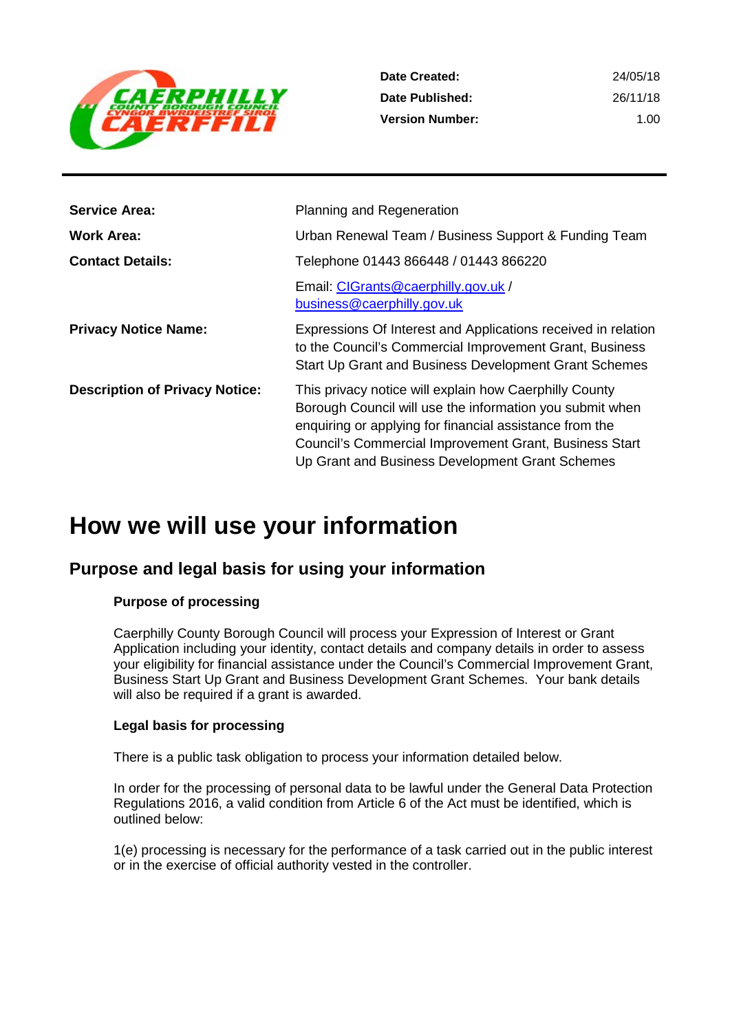| | |
|---|---|
| **Date Created:** | 24/05/18 |
| **Date Published:** | 26/11/18 |
| **Version Number:** | 1.00 |

| | |
|---|---|
| **Service Area:** | Planning and Regeneration |
| **Work Area:** | Urban Renewal Team / Business Support & Funding Team |
| **Contact Details:** | Telephone 01443 866448 / 01443 866220 |
| | Email: CIGrants@caerphilly.gov.uk / business@caerphilly.gov.uk |
| **Privacy Notice Name:** | Expressions Of Interest and Applications received in relation to the Council's Commercial Improvement Grant, Business Start Up Grant and Business Development Grant Schemes |
| **Description of Privacy Notice:** | This privacy notice will explain how Caerphilly County Borough Council will use the information you submit when enquiring or applying for financial assistance from the Council's Commercial Improvement Grant, Business Start Up Grant and Business Development Grant Schemes |

# How we will use your information

## Purpose and legal basis for using your information

### Purpose of processing

Caerphilly County Borough Council will process your Expression of Interest or Grant Application including your identity, contact details and company details in order to assess your eligibility for financial assistance under the Council's Commercial Improvement Grant, Business Start Up Grant and Business Development Grant Schemes. Your bank details will also be required if a grant is awarded.

### Legal basis for processing

There is a public task obligation to process your information detailed below.

In order for the processing of personal data to be lawful under the General Data Protection Regulations 2016, a valid condition from Article 6 of the Act must be identified, which is outlined below:

1(e) processing is necessary for the performance of a task carried out in the public interest or in the exercise of official authority vested in the controller.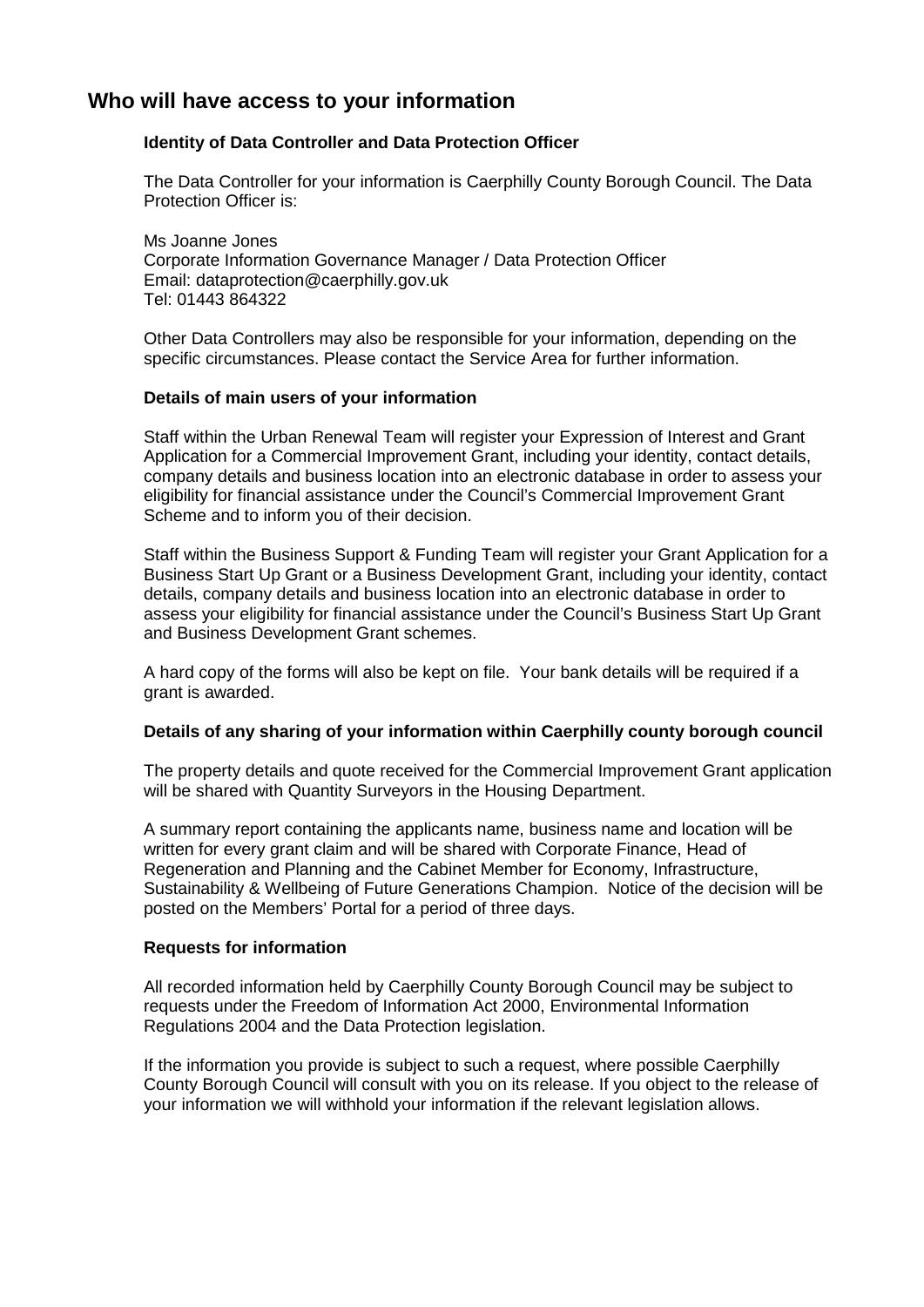## Who will have access to your information

**Identity of Data Controller and Data Protection Officer**

The Data Controller for your information is Caerphilly County Borough Council. The Data Protection Officer is:

Ms Joanne Jones
Corporate Information Governance Manager / Data Protection Officer
Email: dataprotection@caerphilly.gov.uk
Tel: 01443 864322

Other Data Controllers may also be responsible for your information, depending on the specific circumstances. Please contact the Service Area for further information.

**Details of main users of your information**

Staff within the Urban Renewal Team will register your Expression of Interest and Grant Application for a Commercial Improvement Grant, including your identity, contact details, company details and business location into an electronic database in order to assess your eligibility for financial assistance under the Council's Commercial Improvement Grant Scheme and to inform you of their decision.

Staff within the Business Support & Funding Team will register your Grant Application for a Business Start Up Grant or a Business Development Grant, including your identity, contact details, company details and business location into an electronic database in order to assess your eligibility for financial assistance under the Council's Business Start Up Grant and Business Development Grant schemes.

A hard copy of the forms will also be kept on file. Your bank details will be required if a grant is awarded.

**Details of any sharing of your information within Caerphilly county borough council**

The property details and quote received for the Commercial Improvement Grant application will be shared with Quantity Surveyors in the Housing Department.

A summary report containing the applicants name, business name and location will be written for every grant claim and will be shared with Corporate Finance, Head of Regeneration and Planning and the Cabinet Member for Economy, Infrastructure, Sustainability & Wellbeing of Future Generations Champion. Notice of the decision will be posted on the Members' Portal for a period of three days.

**Requests for information**

All recorded information held by Caerphilly County Borough Council may be subject to requests under the Freedom of Information Act 2000, Environmental Information Regulations 2004 and the Data Protection legislation.

If the information you provide is subject to such a request, where possible Caerphilly County Borough Council will consult with you on its release. If you object to the release of your information we will withhold your information if the relevant legislation allows.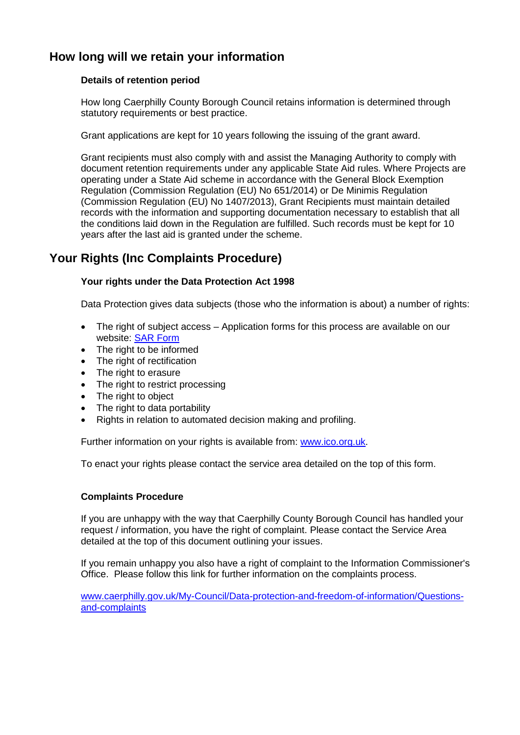## How long will we retain your information

### Details of retention period

How long Caerphilly County Borough Council retains information is determined through statutory requirements or best practice.

Grant applications are kept for 10 years following the issuing of the grant award.

Grant recipients must also comply with and assist the Managing Authority to comply with document retention requirements under any applicable State Aid rules. Where Projects are operating under a State Aid scheme in accordance with the General Block Exemption Regulation (Commission Regulation (EU) No 651/2014) or De Minimis Regulation (Commission Regulation (EU) No 1407/2013), Grant Recipients must maintain detailed records with the information and supporting documentation necessary to establish that all the conditions laid down in the Regulation are fulfilled. Such records must be kept for 10 years after the last aid is granted under the scheme.

## Your Rights (Inc Complaints Procedure)

### Your rights under the Data Protection Act 1998

Data Protection gives data subjects (those who the information is about) a number of rights:

- The right of subject access – Application forms for this process are available on our website: [SAR Form]
- The right to be informed
- The right of rectification
- The right to erasure
- The right to restrict processing
- The right to object
- The right to data portability
- Rights in relation to automated decision making and profiling.

Further information on your rights is available from: www.ico.org.uk.

To enact your rights please contact the service area detailed on the top of this form.

### Complaints Procedure

If you are unhappy with the way that Caerphilly County Borough Council has handled your request / information, you have the right of complaint. Please contact the Service Area detailed at the top of this document outlining your issues.

If you remain unhappy you also have a right of complaint to the Information Commissioner's Office. Please follow this link for further information on the complaints process.

www.caerphilly.gov.uk/My-Council/Data-protection-and-freedom-of-information/Questions-and-complaints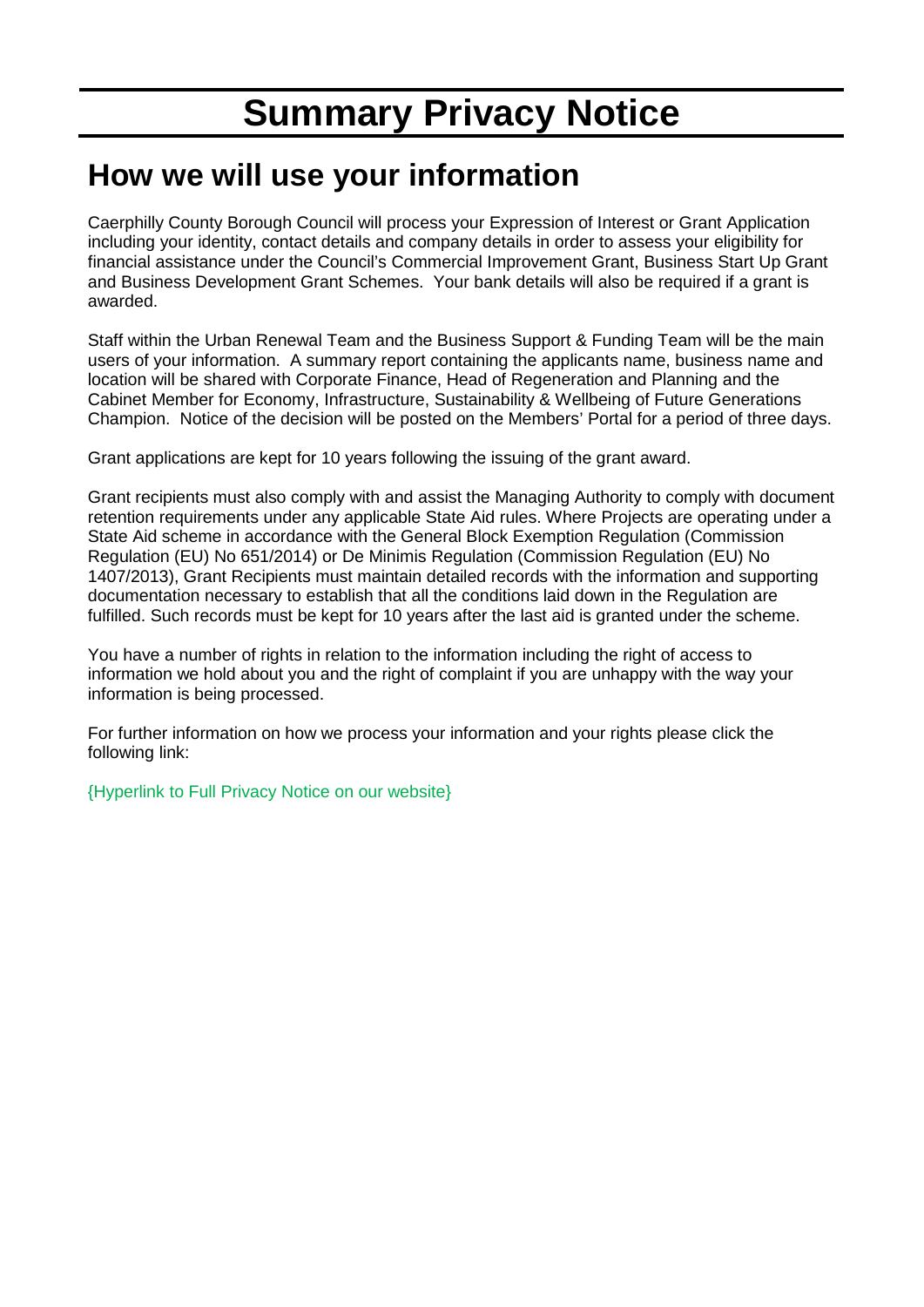# Summary Privacy Notice

## How we will use your information

Caerphilly County Borough Council will process your Expression of Interest or Grant Application including your identity, contact details and company details in order to assess your eligibility for financial assistance under the Council's Commercial Improvement Grant, Business Start Up Grant and Business Development Grant Schemes. Your bank details will also be required if a grant is awarded.

Staff within the Urban Renewal Team and the Business Support & Funding Team will be the main users of your information. A summary report containing the applicants name, business name and location will be shared with Corporate Finance, Head of Regeneration and Planning and the Cabinet Member for Economy, Infrastructure, Sustainability & Wellbeing of Future Generations Champion. Notice of the decision will be posted on the Members' Portal for a period of three days.

Grant applications are kept for 10 years following the issuing of the grant award.

Grant recipients must also comply with and assist the Managing Authority to comply with document retention requirements under any applicable State Aid rules. Where Projects are operating under a State Aid scheme in accordance with the General Block Exemption Regulation (Commission Regulation (EU) No 651/2014) or De Minimis Regulation (Commission Regulation (EU) No 1407/2013), Grant Recipients must maintain detailed records with the information and supporting documentation necessary to establish that all the conditions laid down in the Regulation are fulfilled. Such records must be kept for 10 years after the last aid is granted under the scheme.

You have a number of rights in relation to the information including the right of access to information we hold about you and the right of complaint if you are unhappy with the way your information is being processed.

For further information on how we process your information and your rights please click the following link:

{Hyperlink to Full Privacy Notice on our website}